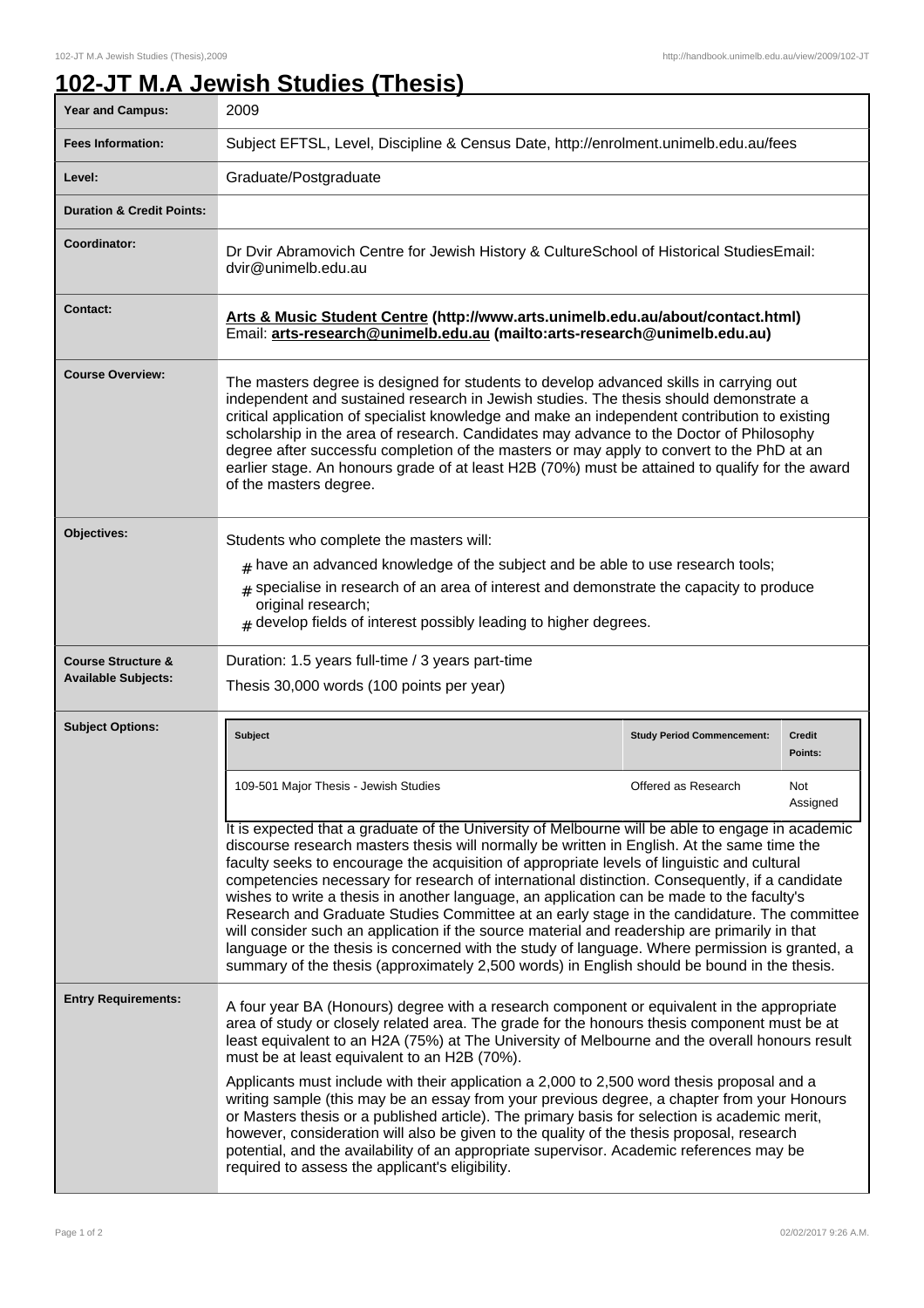# 102-JT M.A Jewish Studies (Thesis)

| | |
|---|---|
| **Year and Campus:** | 2009 |
| **Fees Information:** | Subject EFTSL, Level, Discipline & Census Date, http://enrolment.unimelb.edu.au/fees |
| **Level:** | Graduate/Postgraduate |
| **Duration & Credit Points:** | |
| **Coordinator:** | Dr Dvir Abramovich Centre for Jewish History & CultureSchool of Historical StudiesEmail: dvir@unimelb.edu.au |
| **Contact:** | **Arts & Music Student Centre (http://www.arts.unimelb.edu.au/about/contact.html)** Email: **arts-research@unimelb.edu.au (mailto:arts-research@unimelb.edu.au)** |
| **Course Overview:** | The masters degree is designed for students to develop advanced skills in carrying out independent and sustained research in Jewish studies. The thesis should demonstrate a critical application of specialist knowledge and make an independent contribution to existing scholarship in the area of research. Candidates may advance to the Doctor of Philosophy degree after successfu completion of the masters or may apply to convert to the PhD at an earlier stage. An honours grade of at least H2B (70%) must be attained to qualify for the award of the masters degree. |
| **Objectives:** | Students who complete the masters will:<br># have an advanced knowledge of the subject and be able to use research tools;<br># specialise in research of an area of interest and demonstrate the capacity to produce original research;<br># develop fields of interest possibly leading to higher degrees. |
| **Course Structure & Available Subjects:** | Duration: 1.5 years full-time / 3 years part-time<br>Thesis 30,000 words (100 points per year) |
| **Subject Options:** | See below |
| **Entry Requirements:** | A four year BA (Honours) degree with a research component or equivalent in the appropriate area of study or closely related area. The grade for the honours thesis component must be at least equivalent to an H2A (75%) at The University of Melbourne and the overall honours result must be at least equivalent to an H2B (70%).<br><br>Applicants must include with their application a 2,000 to 2,500 word thesis proposal and a writing sample (this may be an essay from your previous degree, a chapter from your Honours or Masters thesis or a published article). The primary basis for selection is academic merit, however, consideration will also be given to the quality of the thesis proposal, research potential, and the availability of an appropriate supervisor. Academic references may be required to assess the applicant's eligibility. |

**Subject Options:**

| Subject | Study Period Commencement: | Credit Points: |
|---|---|---|
| 109-501 Major Thesis - Jewish Studies | Offered as Research | Not Assigned |

It is expected that a graduate of the University of Melbourne will be able to engage in academic discourse research masters thesis will normally be written in English. At the same time the faculty seeks to encourage the acquisition of appropriate levels of linguistic and cultural competencies necessary for research of international distinction. Consequently, if a candidate wishes to write a thesis in another language, an application can be made to the faculty's Research and Graduate Studies Committee at an early stage in the candidature. The committee will consider such an application if the source material and readership are primarily in that language or the thesis is concerned with the study of language. Where permission is granted, a summary of the thesis (approximately 2,500 words) in English should be bound in the thesis.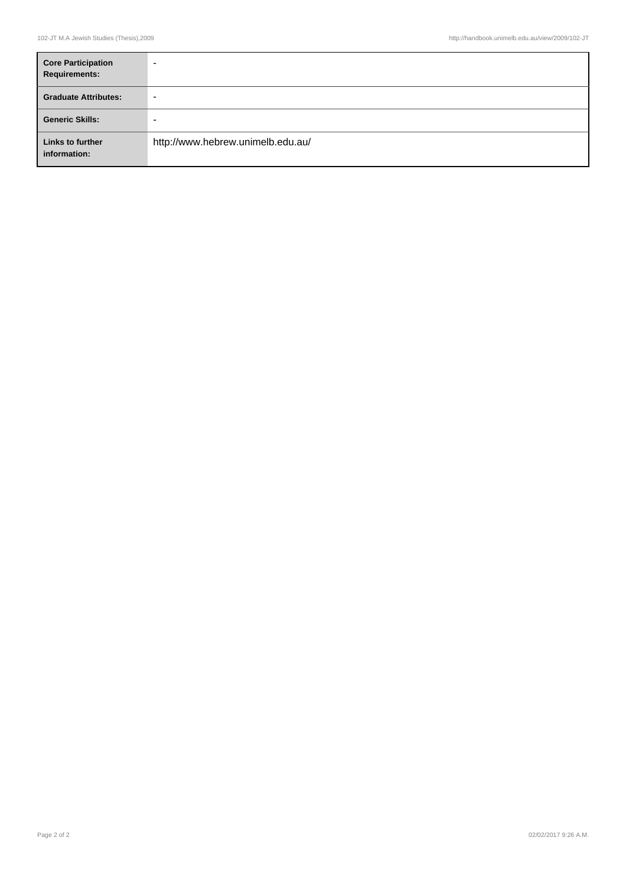| | |
|---|---|
| **Core Participation Requirements:** | - |
| **Graduate Attributes:** | - |
| **Generic Skills:** | - |
| **Links to further information:** | http://www.hebrew.unimelb.edu.au/ |